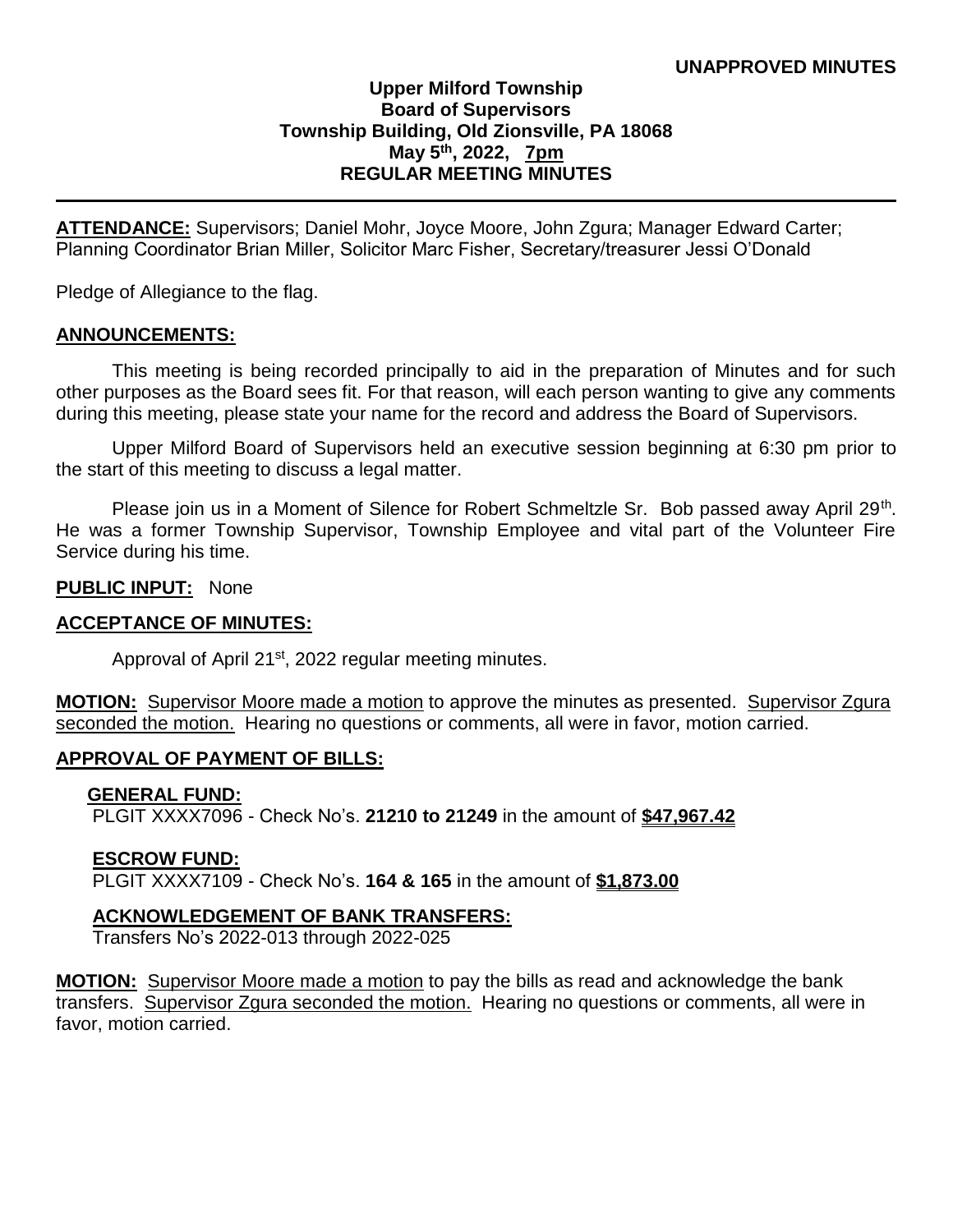**UNAPPROVED MINUTES**

# Upper Milford Township
## Board of Supervisors
### Township Building, Old Zionsville, PA 18068
### May 5th, 2022, 7pm
### REGULAR MEETING MINUTES

---

**ATTENDANCE:** Supervisors; Daniel Mohr, Joyce Moore, John Zgura; Manager Edward Carter; Planning Coordinator Brian Miller, Solicitor Marc Fisher, Secretary/treasurer Jessi O'Donald

Pledge of Allegiance to the flag.

**ANNOUNCEMENTS:**

This meeting is being recorded principally to aid in the preparation of Minutes and for such other purposes as the Board sees fit. For that reason, will each person wanting to give any comments during this meeting, please state your name for the record and address the Board of Supervisors.

Upper Milford Board of Supervisors held an executive session beginning at 6:30 pm prior to the start of this meeting to discuss a legal matter.

Please join us in a Moment of Silence for Robert Schmeltzle Sr. Bob passed away April 29th. He was a former Township Supervisor, Township Employee and vital part of the Volunteer Fire Service during his time.

**PUBLIC INPUT:** None

**ACCEPTANCE OF MINUTES:**

Approval of April 21st, 2022 regular meeting minutes.

**MOTION:** Supervisor Moore made a motion to approve the minutes as presented. Supervisor Zgura seconded the motion. Hearing no questions or comments, all were in favor, motion carried.

**APPROVAL OF PAYMENT OF BILLS:**

**GENERAL FUND:**
PLGIT XXXX7096 - Check No's. **21210 to 21249** in the amount of **$47,967.42**

**ESCROW FUND:**
PLGIT XXXX7109 - Check No's. **164 & 165** in the amount of **$1,873.00**

**ACKNOWLEDGEMENT OF BANK TRANSFERS:**
Transfers No's 2022-013 through 2022-025

**MOTION:** Supervisor Moore made a motion to pay the bills as read and acknowledge the bank transfers. Supervisor Zgura seconded the motion. Hearing no questions or comments, all were in favor, motion carried.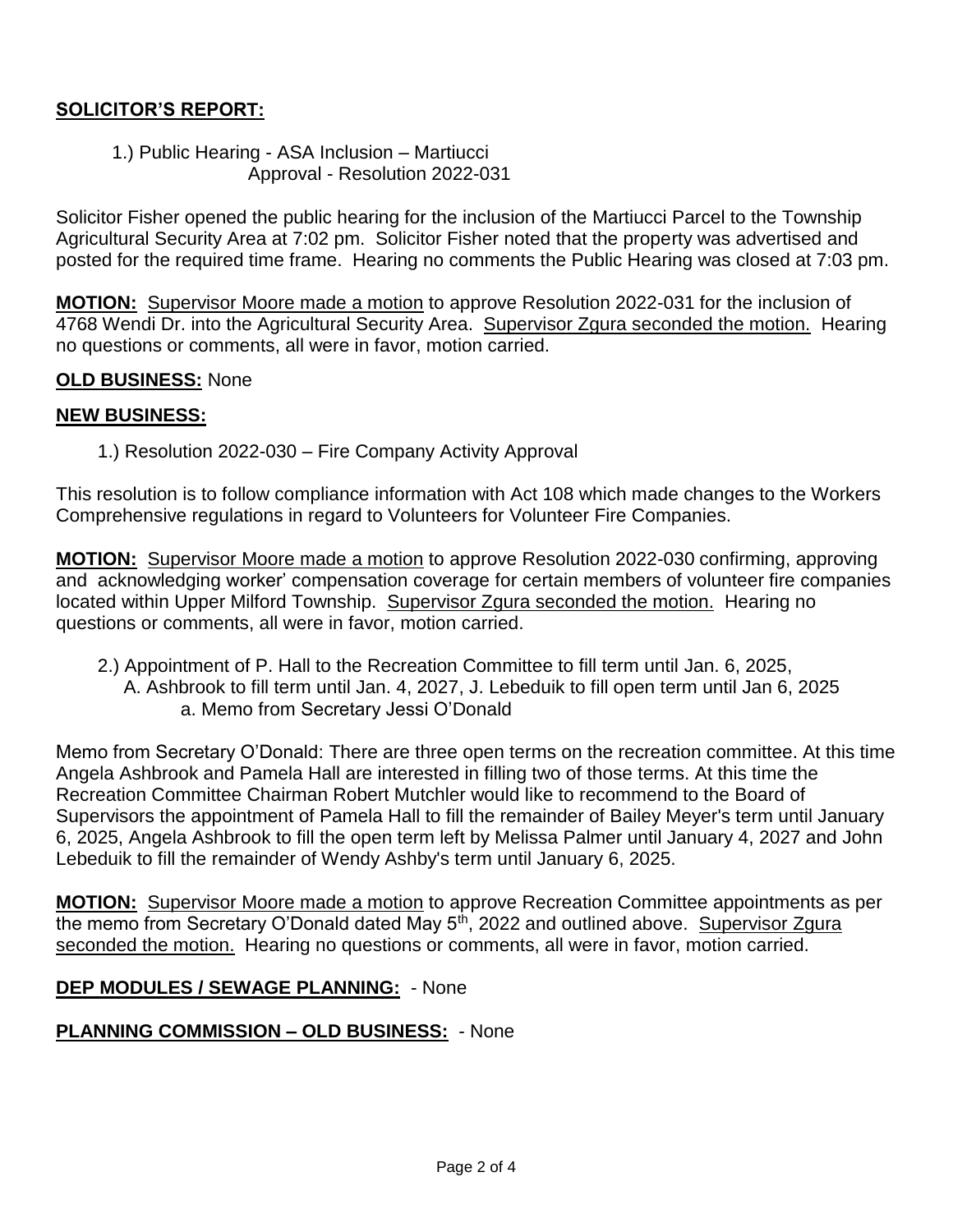## **SOLICITOR'S REPORT:**

1.) Public Hearing - ASA Inclusion – Martiucci
Approval - Resolution 2022-031

Solicitor Fisher opened the public hearing for the inclusion of the Martiucci Parcel to the Township Agricultural Security Area at 7:02 pm. Solicitor Fisher noted that the property was advertised and posted for the required time frame. Hearing no comments the Public Hearing was closed at 7:03 pm.

**MOTION:** Supervisor Moore made a motion to approve Resolution 2022-031 for the inclusion of 4768 Wendi Dr. into the Agricultural Security Area. Supervisor Zgura seconded the motion. Hearing no questions or comments, all were in favor, motion carried.

**OLD BUSINESS:** None

## **NEW BUSINESS:**

1.) Resolution 2022-030 – Fire Company Activity Approval

This resolution is to follow compliance information with Act 108 which made changes to the Workers Comprehensive regulations in regard to Volunteers for Volunteer Fire Companies.

**MOTION:** Supervisor Moore made a motion to approve Resolution 2022-030 confirming, approving and acknowledging worker' compensation coverage for certain members of volunteer fire companies located within Upper Milford Township. Supervisor Zgura seconded the motion. Hearing no questions or comments, all were in favor, motion carried.

2.) Appointment of P. Hall to the Recreation Committee to fill term until Jan. 6, 2025, A. Ashbrook to fill term until Jan. 4, 2027, J. Lebeduik to fill open term until Jan 6, 2025
   a. Memo from Secretary Jessi O'Donald

Memo from Secretary O'Donald: There are three open terms on the recreation committee. At this time Angela Ashbrook and Pamela Hall are interested in filling two of those terms. At this time the Recreation Committee Chairman Robert Mutchler would like to recommend to the Board of Supervisors the appointment of Pamela Hall to fill the remainder of Bailey Meyer's term until January 6, 2025, Angela Ashbrook to fill the open term left by Melissa Palmer until January 4, 2027 and John Lebeduik to fill the remainder of Wendy Ashby's term until January 6, 2025.

**MOTION:** Supervisor Moore made a motion to approve Recreation Committee appointments as per the memo from Secretary O'Donald dated May 5th, 2022 and outlined above. Supervisor Zgura seconded the motion. Hearing no questions or comments, all were in favor, motion carried.

**DEP MODULES / SEWAGE PLANNING:** - None

**PLANNING COMMISSION – OLD BUSINESS:** - None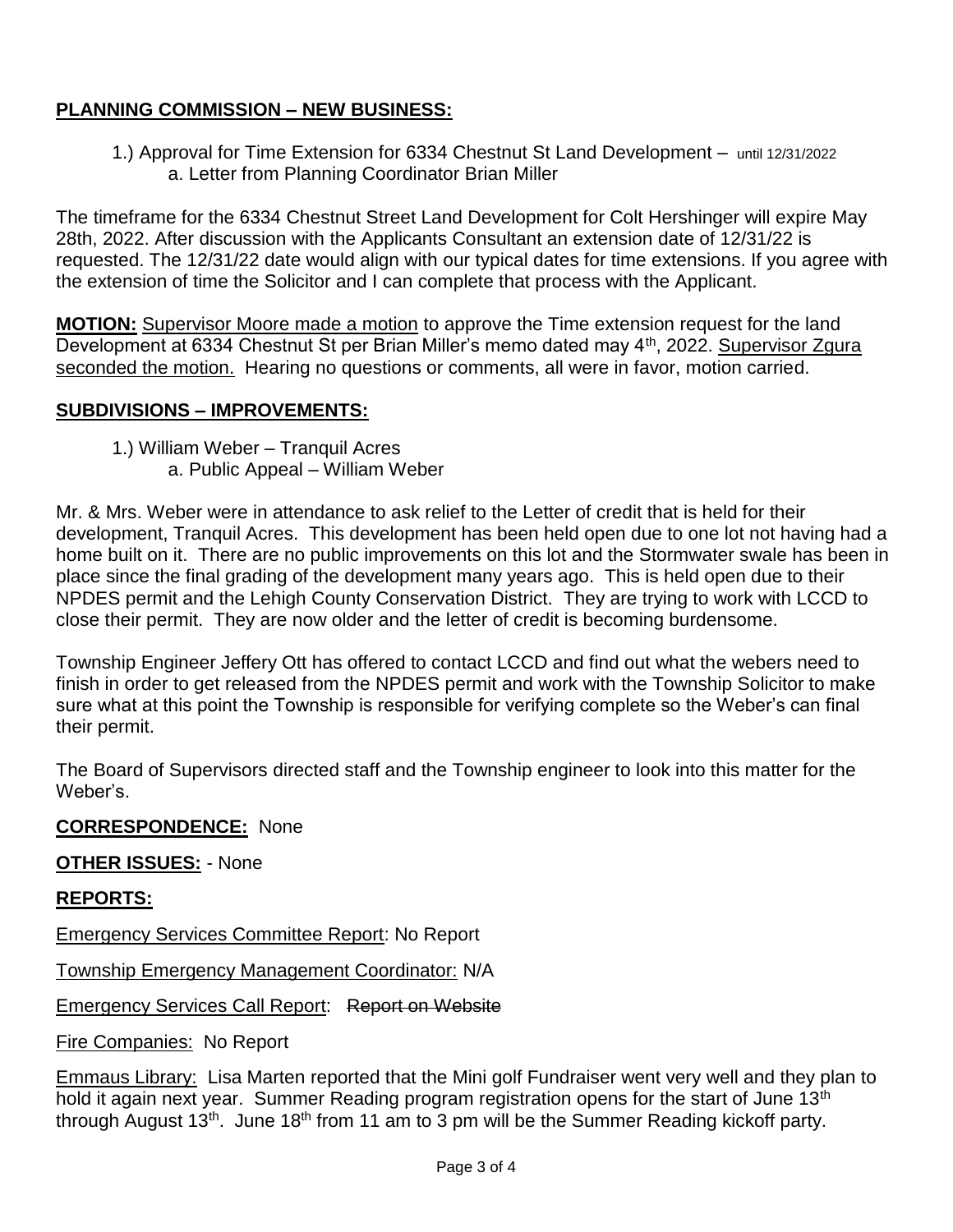## PLANNING COMMISSION – NEW BUSINESS:

1.) Approval for Time Extension for 6334 Chestnut St Land Development – until 12/31/2022
    a. Letter from Planning Coordinator Brian Miller

The timeframe for the 6334 Chestnut Street Land Development for Colt Hershinger will expire May 28th, 2022. After discussion with the Applicants Consultant an extension date of 12/31/22 is requested. The 12/31/22 date would align with our typical dates for time extensions. If you agree with the extension of time the Solicitor and I can complete that process with the Applicant.

**MOTION:** Supervisor Moore made a motion to approve the Time extension request for the land Development at 6334 Chestnut St per Brian Miller's memo dated may 4th, 2022. Supervisor Zgura seconded the motion. Hearing no questions or comments, all were in favor, motion carried.

## SUBDIVISIONS – IMPROVEMENTS:

1.) William Weber – Tranquil Acres
    a. Public Appeal – William Weber

Mr. & Mrs. Weber were in attendance to ask relief to the Letter of credit that is held for their development, Tranquil Acres. This development has been held open due to one lot not having had a home built on it. There are no public improvements on this lot and the Stormwater swale has been in place since the final grading of the development many years ago. This is held open due to their NPDES permit and the Lehigh County Conservation District. They are trying to work with LCCD to close their permit. They are now older and the letter of credit is becoming burdensome.

Township Engineer Jeffery Ott has offered to contact LCCD and find out what the webers need to finish in order to get released from the NPDES permit and work with the Township Solicitor to make sure what at this point the Township is responsible for verifying complete so the Weber's can final their permit.

The Board of Supervisors directed staff and the Township engineer to look into this matter for the Weber's.

**CORRESPONDENCE:** None

**OTHER ISSUES:** - None

## REPORTS:

Emergency Services Committee Report: No Report

Township Emergency Management Coordinator: N/A

Emergency Services Call Report: ~~Report on Website~~

Fire Companies: No Report

Emmaus Library: Lisa Marten reported that the Mini golf Fundraiser went very well and they plan to hold it again next year. Summer Reading program registration opens for the start of June 13th through August 13th. June 18th from 11 am to 3 pm will be the Summer Reading kickoff party.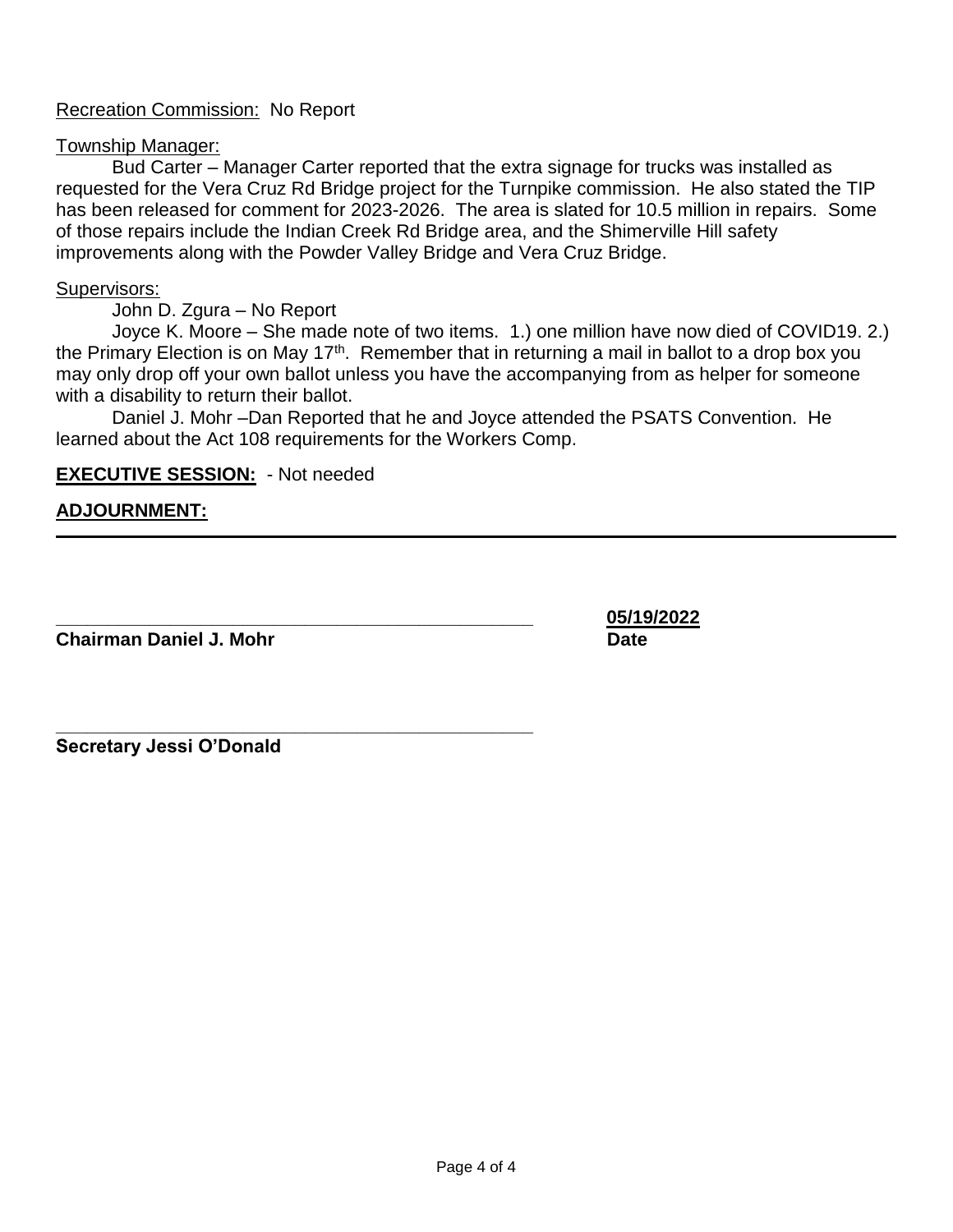<u>Recreation Commission:</u> No Report

<u>Township Manager:</u>

Bud Carter – Manager Carter reported that the extra signage for trucks was installed as requested for the Vera Cruz Rd Bridge project for the Turnpike commission. He also stated the TIP has been released for comment for 2023-2026. The area is slated for 10.5 million in repairs. Some of those repairs include the Indian Creek Rd Bridge area, and the Shimerville Hill safety improvements along with the Powder Valley Bridge and Vera Cruz Bridge.

<u>Supervisors:</u>

John D. Zgura – No Report

Joyce K. Moore – She made note of two items. 1.) one million have now died of COVID19. 2.) the Primary Election is on May 17th. Remember that in returning a mail in ballot to a drop box you may only drop off your own ballot unless you have the accompanying from as helper for someone with a disability to return their ballot.

Daniel J. Mohr –Dan Reported that he and Joyce attended the PSATS Convention. He learned about the Act 108 requirements for the Workers Comp.

**<u>EXECUTIVE SESSION:</u>** - Not needed

**<u>ADJOURNMENT:</u>**

---

_______________________________________________ **<u>05/19/2022</u>**

**Chairman Daniel J. Mohr** **Date**

_______________________________________________

**Secretary Jessi O'Donald**